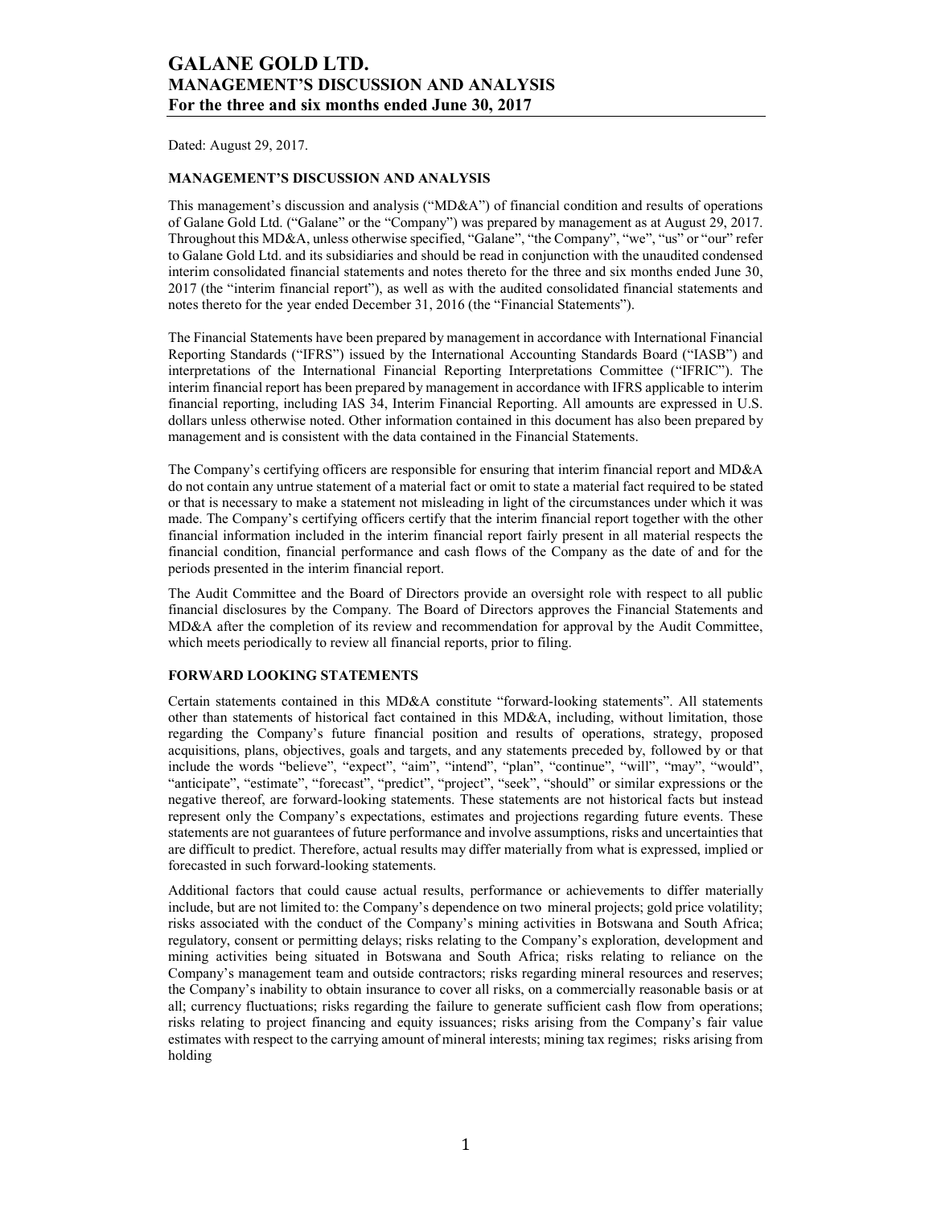# GALANE GOLD LTD.
## MANAGEMENT'S DISCUSSION AND ANALYSIS
## For the three and six months ended June 30, 2017

Dated: August 29, 2017.

### MANAGEMENT'S DISCUSSION AND ANALYSIS

This management's discussion and analysis ("MD&A") of financial condition and results of operations of Galane Gold Ltd. ("Galane" or the "Company") was prepared by management as at August 29, 2017. Throughout this MD&A, unless otherwise specified, "Galane", "the Company", "we", "us" or "our" refer to Galane Gold Ltd. and its subsidiaries and should be read in conjunction with the unaudited condensed interim consolidated financial statements and notes thereto for the three and six months ended June 30, 2017 (the "interim financial report"), as well as with the audited consolidated financial statements and notes thereto for the year ended December 31, 2016 (the "Financial Statements").

The Financial Statements have been prepared by management in accordance with International Financial Reporting Standards ("IFRS") issued by the International Accounting Standards Board ("IASB") and interpretations of the International Financial Reporting Interpretations Committee ("IFRIC"). The interim financial report has been prepared by management in accordance with IFRS applicable to interim financial reporting, including IAS 34, Interim Financial Reporting. All amounts are expressed in U.S. dollars unless otherwise noted. Other information contained in this document has also been prepared by management and is consistent with the data contained in the Financial Statements.

The Company's certifying officers are responsible for ensuring that interim financial report and MD&A do not contain any untrue statement of a material fact or omit to state a material fact required to be stated or that is necessary to make a statement not misleading in light of the circumstances under which it was made. The Company's certifying officers certify that the interim financial report together with the other financial information included in the interim financial report fairly present in all material respects the financial condition, financial performance and cash flows of the Company as the date of and for the periods presented in the interim financial report.

The Audit Committee and the Board of Directors provide an oversight role with respect to all public financial disclosures by the Company. The Board of Directors approves the Financial Statements and MD&A after the completion of its review and recommendation for approval by the Audit Committee, which meets periodically to review all financial reports, prior to filing.

### FORWARD LOOKING STATEMENTS

Certain statements contained in this MD&A constitute "forward-looking statements". All statements other than statements of historical fact contained in this MD&A, including, without limitation, those regarding the Company's future financial position and results of operations, strategy, proposed acquisitions, plans, objectives, goals and targets, and any statements preceded by, followed by or that include the words "believe", "expect", "aim", "intend", "plan", "continue", "will", "may", "would", "anticipate", "estimate", "forecast", "predict", "project", "seek", "should" or similar expressions or the negative thereof, are forward-looking statements. These statements are not historical facts but instead represent only the Company's expectations, estimates and projections regarding future events. These statements are not guarantees of future performance and involve assumptions, risks and uncertainties that are difficult to predict. Therefore, actual results may differ materially from what is expressed, implied or forecasted in such forward-looking statements.

Additional factors that could cause actual results, performance or achievements to differ materially include, but are not limited to: the Company's dependence on two mineral projects; gold price volatility; risks associated with the conduct of the Company's mining activities in Botswana and South Africa; regulatory, consent or permitting delays; risks relating to the Company's exploration, development and mining activities being situated in Botswana and South Africa; risks relating to reliance on the Company's management team and outside contractors; risks regarding mineral resources and reserves; the Company's inability to obtain insurance to cover all risks, on a commercially reasonable basis or at all; currency fluctuations; risks regarding the failure to generate sufficient cash flow from operations; risks relating to project financing and equity issuances; risks arising from the Company's fair value estimates with respect to the carrying amount of mineral interests; mining tax regimes; risks arising from holding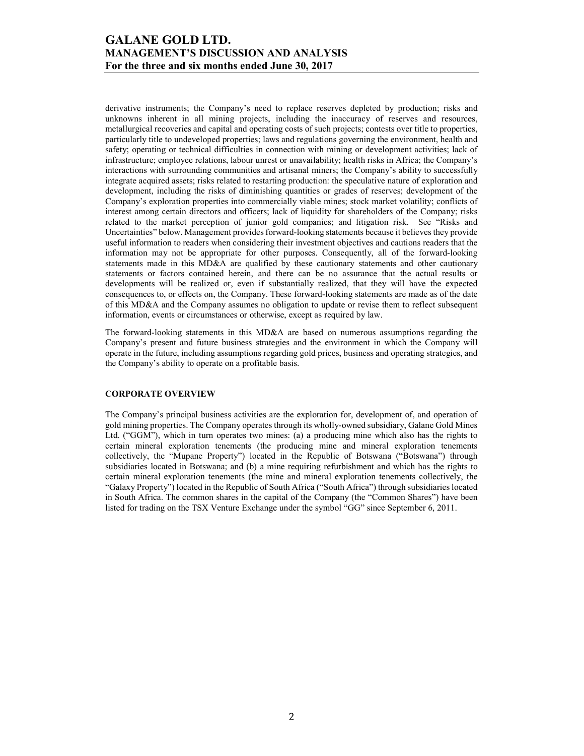derivative instruments; the Company's need to replace reserves depleted by production; risks and unknowns inherent in all mining projects, including the inaccuracy of reserves and resources, metallurgical recoveries and capital and operating costs of such projects; contests over title to properties, particularly title to undeveloped properties; laws and regulations governing the environment, health and safety; operating or technical difficulties in connection with mining or development activities; lack of infrastructure; employee relations, labour unrest or unavailability; health risks in Africa; the Company's interactions with surrounding communities and artisanal miners; the Company's ability to successfully integrate acquired assets; risks related to restarting production: the speculative nature of exploration and development, including the risks of diminishing quantities or grades of reserves; development of the Company's exploration properties into commercially viable mines; stock market volatility; conflicts of interest among certain directors and officers; lack of liquidity for shareholders of the Company; risks related to the market perception of junior gold companies; and litigation risk. See "Risks and Uncertainties" below. Management provides forward-looking statements because it believes they provide useful information to readers when considering their investment objectives and cautions readers that the information may not be appropriate for other purposes. Consequently, all of the forward-looking statements made in this MD&A are qualified by these cautionary statements and other cautionary statements or factors contained herein, and there can be no assurance that the actual results or developments will be realized or, even if substantially realized, that they will have the expected consequences to, or effects on, the Company. These forward-looking statements are made as of the date of this MD&A and the Company assumes no obligation to update or revise them to reflect subsequent information, events or circumstances or otherwise, except as required by law.

The forward-looking statements in this MD&A are based on numerous assumptions regarding the Company's present and future business strategies and the environment in which the Company will operate in the future, including assumptions regarding gold prices, business and operating strategies, and the Company's ability to operate on a profitable basis.

## CORPORATE OVERVIEW

The Company's principal business activities are the exploration for, development of, and operation of gold mining properties. The Company operates through its wholly-owned subsidiary, Galane Gold Mines Ltd. ("GGM"), which in turn operates two mines: (a) a producing mine which also has the rights to certain mineral exploration tenements (the producing mine and mineral exploration tenements collectively, the "Mupane Property") located in the Republic of Botswana ("Botswana") through subsidiaries located in Botswana; and (b) a mine requiring refurbishment and which has the rights to certain mineral exploration tenements (the mine and mineral exploration tenements collectively, the "Galaxy Property") located in the Republic of South Africa ("South Africa") through subsidiaries located in South Africa. The common shares in the capital of the Company (the "Common Shares") have been listed for trading on the TSX Venture Exchange under the symbol "GG" since September 6, 2011.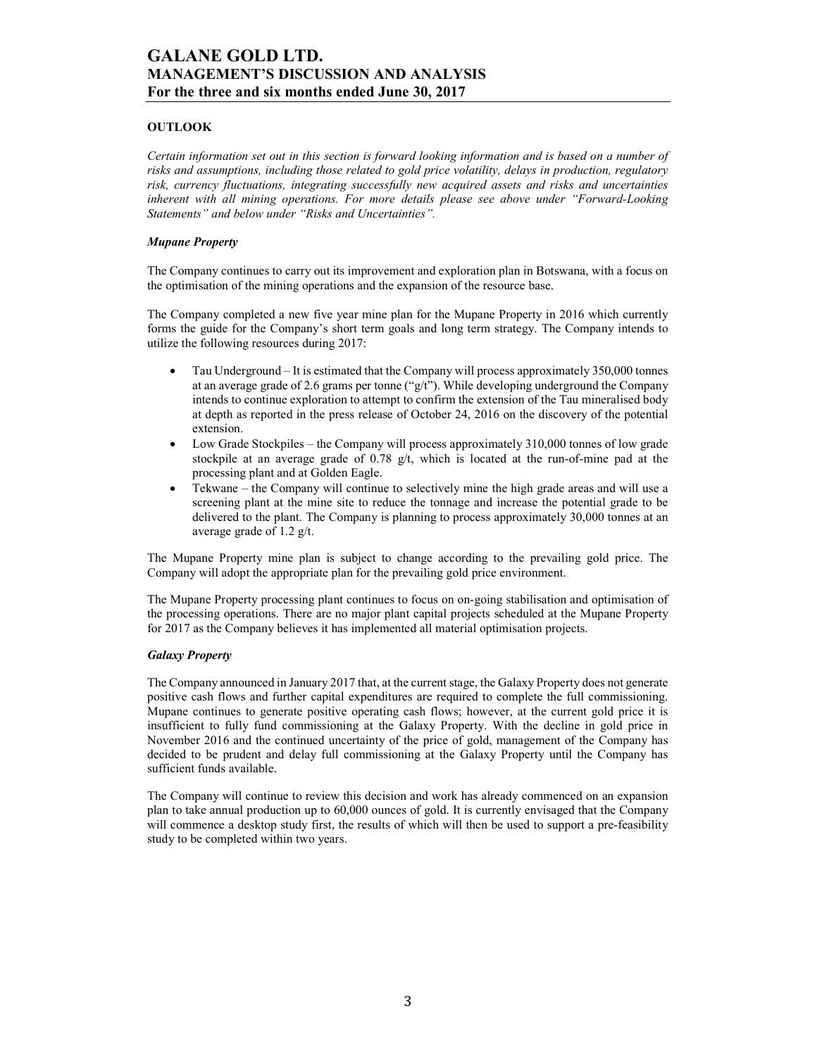## OUTLOOK

*Certain information set out in this section is forward looking information and is based on a number of risks and assumptions, including those related to gold price volatility, delays in production, regulatory risk, currency fluctuations, integrating successfully new acquired assets and risks and uncertainties inherent with all mining operations. For more details please see above under "Forward-Looking Statements" and below under "Risks and Uncertainties".*

### *Mupane Property*

The Company continues to carry out its improvement and exploration plan in Botswana, with a focus on the optimisation of the mining operations and the expansion of the resource base.

The Company completed a new five year mine plan for the Mupane Property in 2016 which currently forms the guide for the Company's short term goals and long term strategy. The Company intends to utilize the following resources during 2017:

- Tau Underground – It is estimated that the Company will process approximately 350,000 tonnes at an average grade of 2.6 grams per tonne ("g/t"). While developing underground the Company intends to continue exploration to attempt to confirm the extension of the Tau mineralised body at depth as reported in the press release of October 24, 2016 on the discovery of the potential extension.
- Low Grade Stockpiles – the Company will process approximately 310,000 tonnes of low grade stockpile at an average grade of 0.78 g/t, which is located at the run-of-mine pad at the processing plant and at Golden Eagle.
- Tekwane – the Company will continue to selectively mine the high grade areas and will use a screening plant at the mine site to reduce the tonnage and increase the potential grade to be delivered to the plant. The Company is planning to process approximately 30,000 tonnes at an average grade of 1.2 g/t.

The Mupane Property mine plan is subject to change according to the prevailing gold price. The Company will adopt the appropriate plan for the prevailing gold price environment.

The Mupane Property processing plant continues to focus on on-going stabilisation and optimisation of the processing operations. There are no major plant capital projects scheduled at the Mupane Property for 2017 as the Company believes it has implemented all material optimisation projects.

### *Galaxy Property*

The Company announced in January 2017 that, at the current stage, the Galaxy Property does not generate positive cash flows and further capital expenditures are required to complete the full commissioning. Mupane continues to generate positive operating cash flows; however, at the current gold price it is insufficient to fully fund commissioning at the Galaxy Property. With the decline in gold price in November 2016 and the continued uncertainty of the price of gold, management of the Company has decided to be prudent and delay full commissioning at the Galaxy Property until the Company has sufficient funds available.

The Company will continue to review this decision and work has already commenced on an expansion plan to take annual production up to 60,000 ounces of gold. It is currently envisaged that the Company will commence a desktop study first, the results of which will then be used to support a pre-feasibility study to be completed within two years.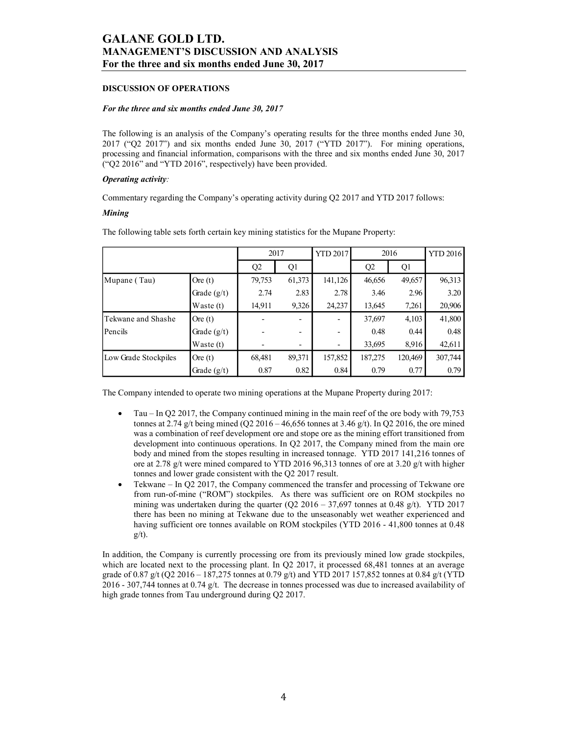### DISCUSSION OF OPERATIONS

***For the three and six months ended June 30, 2017***

The following is an analysis of the Company's operating results for the three months ended June 30, 2017 ("Q2 2017") and six months ended June 30, 2017 ("YTD 2017"). For mining operations, processing and financial information, comparisons with the three and six months ended June 30, 2017 ("Q2 2016" and "YTD 2016", respectively) have been provided.

***Operating activity:***

Commentary regarding the Company's operating activity during Q2 2017 and YTD 2017 follows:

***Mining***

The following table sets forth certain key mining statistics for the Mupane Property:

| | | 2017 | | YTD 2017 | 2016 | | YTD 2016 |
|---|---|---|---|---|---|---|---|
| | | Q2 | Q1 | | Q2 | Q1 | |
| Mupane ( Tau) | Ore (t) | 79,753 | 61,373 | 141,126 | 46,656 | 49,657 | 96,313 |
| | Grade (g/t) | 2.74 | 2.83 | 2.78 | 3.46 | 2.96 | 3.20 |
| | Waste (t) | 14,911 | 9,326 | 24,237 | 13,645 | 7,261 | 20,906 |
| Tekwane and Shashe Pencils | Ore (t) | - | - | - | 37,697 | 4,103 | 41,800 |
| | Grade (g/t) | - | - | - | 0.48 | 0.44 | 0.48 |
| | Waste (t) | - | - | - | 33,695 | 8,916 | 42,611 |
| Low Grade Stockpiles | Ore (t) | 68,481 | 89,371 | 157,852 | 187,275 | 120,469 | 307,744 |
| | Grade (g/t) | 0.87 | 0.82 | 0.84 | 0.79 | 0.77 | 0.79 |

The Company intended to operate two mining operations at the Mupane Property during 2017:

- Tau – In Q2 2017, the Company continued mining in the main reef of the ore body with 79,753 tonnes at 2.74 g/t being mined (Q2 2016 – 46,656 tonnes at 3.46 g/t). In Q2 2016, the ore mined was a combination of reef development ore and stope ore as the mining effort transitioned from development into continuous operations. In Q2 2017, the Company mined from the main ore body and mined from the stopes resulting in increased tonnage. YTD 2017 141,216 tonnes of ore at 2.78 g/t were mined compared to YTD 2016 96,313 tonnes of ore at 3.20 g/t with higher tonnes and lower grade consistent with the Q2 2017 result.
- Tekwane – In Q2 2017, the Company commenced the transfer and processing of Tekwane ore from run-of-mine ("ROM") stockpiles. As there was sufficient ore on ROM stockpiles no mining was undertaken during the quarter (Q2 2016 – 37,697 tonnes at 0.48 g/t). YTD 2017 there has been no mining at Tekwane due to the unseasonably wet weather experienced and having sufficient ore tonnes available on ROM stockpiles (YTD 2016 - 41,800 tonnes at 0.48 g/t).

In addition, the Company is currently processing ore from its previously mined low grade stockpiles, which are located next to the processing plant. In Q2 2017, it processed 68,481 tonnes at an average grade of 0.87 g/t (Q2 2016 – 187,275 tonnes at 0.79 g/t) and YTD 2017 157,852 tonnes at 0.84 g/t (YTD 2016 - 307,744 tonnes at 0.74 g/t. The decrease in tonnes processed was due to increased availability of high grade tonnes from Tau underground during Q2 2017.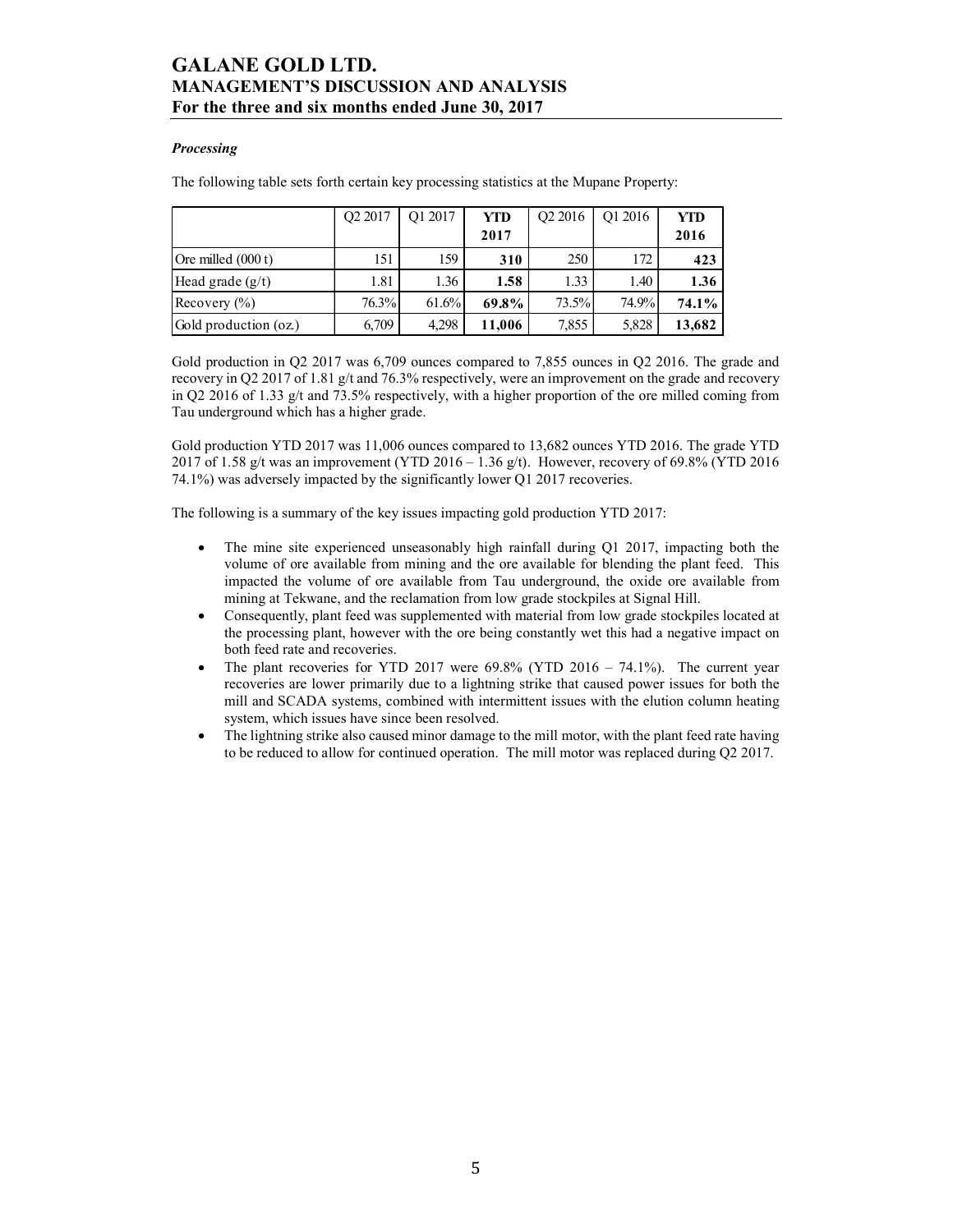### *Processing*

The following table sets forth certain key processing statistics at the Mupane Property:

| | Q2 2017 | Q1 2017 | **YTD 2017** | Q2 2016 | Q1 2016 | **YTD 2016** |
|---|---|---|---|---|---|---|
| Ore milled (000 t) | 151 | 159 | **310** | 250 | 172 | **423** |
| Head grade (g/t) | 1.81 | 1.36 | **1.58** | 1.33 | 1.40 | **1.36** |
| Recovery (%) | 76.3% | 61.6% | **69.8%** | 73.5% | 74.9% | **74.1%** |
| Gold production (oz.) | 6,709 | 4,298 | **11,006** | 7,855 | 5,828 | **13,682** |

Gold production in Q2 2017 was 6,709 ounces compared to 7,855 ounces in Q2 2016. The grade and recovery in Q2 2017 of 1.81 g/t and 76.3% respectively, were an improvement on the grade and recovery in Q2 2016 of 1.33 g/t and 73.5% respectively, with a higher proportion of the ore milled coming from Tau underground which has a higher grade.

Gold production YTD 2017 was 11,006 ounces compared to 13,682 ounces YTD 2016. The grade YTD 2017 of 1.58 g/t was an improvement (YTD 2016 – 1.36 g/t). However, recovery of 69.8% (YTD 2016 74.1%) was adversely impacted by the significantly lower Q1 2017 recoveries.

The following is a summary of the key issues impacting gold production YTD 2017:

- The mine site experienced unseasonably high rainfall during Q1 2017, impacting both the volume of ore available from mining and the ore available for blending the plant feed. This impacted the volume of ore available from Tau underground, the oxide ore available from mining at Tekwane, and the reclamation from low grade stockpiles at Signal Hill.
- Consequently, plant feed was supplemented with material from low grade stockpiles located at the processing plant, however with the ore being constantly wet this had a negative impact on both feed rate and recoveries.
- The plant recoveries for YTD 2017 were 69.8% (YTD 2016 – 74.1%). The current year recoveries are lower primarily due to a lightning strike that caused power issues for both the mill and SCADA systems, combined with intermittent issues with the elution column heating system, which issues have since been resolved.
- The lightning strike also caused minor damage to the mill motor, with the plant feed rate having to be reduced to allow for continued operation. The mill motor was replaced during Q2 2017.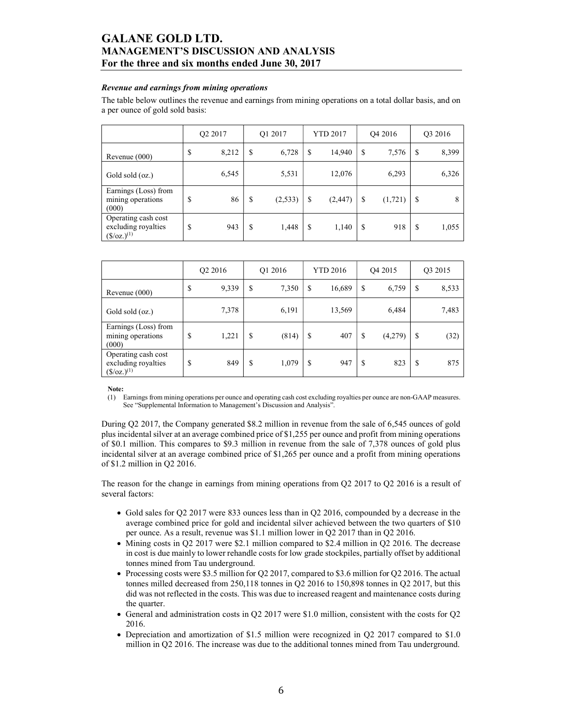### *Revenue and earnings from mining operations*

The table below outlines the revenue and earnings from mining operations on a total dollar basis, and on a per ounce of gold sold basis:

| | Q2 2017 | Q1 2017 | YTD 2017 | Q4 2016 | Q3 2016 |
|---|---|---|---|---|---|
| Revenue (000) | $ 8,212 | $ 6,728 | $ 14,940 | $ 7,576 | $ 8,399 |
| Gold sold (oz.) | 6,545 | 5,531 | 12,076 | 6,293 | 6,326 |
| Earnings (Loss) from mining operations (000) | $ 86 | $ (2,533) | $ (2,447) | $ (1,721) | $ 8 |
| Operating cash cost excluding royalties ($/oz.)(1) | $ 943 | $ 1,448 | $ 1,140 | $ 918 | $ 1,055 |

| | Q2 2016 | Q1 2016 | YTD 2016 | Q4 2015 | Q3 2015 |
|---|---|---|---|---|---|
| Revenue (000) | $ 9,339 | $ 7,350 | $ 16,689 | $ 6,759 | $ 8,533 |
| Gold sold (oz.) | 7,378 | 6,191 | 13,569 | 6,484 | 7,483 |
| Earnings (Loss) from mining operations (000) | $ 1,221 | $ (814) | $ 407 | $ (4,279) | $ (32) |
| Operating cash cost excluding royalties ($/oz.)(1) | $ 849 | $ 1,079 | $ 947 | $ 823 | $ 875 |

**Note:**

(1) Earnings from mining operations per ounce and operating cash cost excluding royalties per ounce are non-GAAP measures. See "Supplemental Information to Management's Discussion and Analysis".

During Q2 2017, the Company generated $8.2 million in revenue from the sale of 6,545 ounces of gold plus incidental silver at an average combined price of $1,255 per ounce and profit from mining operations of $0.1 million. This compares to $9.3 million in revenue from the sale of 7,378 ounces of gold plus incidental silver at an average combined price of $1,265 per ounce and a profit from mining operations of $1.2 million in Q2 2016.

The reason for the change in earnings from mining operations from Q2 2017 to Q2 2016 is a result of several factors:

- Gold sales for Q2 2017 were 833 ounces less than in Q2 2016, compounded by a decrease in the average combined price for gold and incidental silver achieved between the two quarters of $10 per ounce. As a result, revenue was $1.1 million lower in Q2 2017 than in Q2 2016.
- Mining costs in Q2 2017 were $2.1 million compared to $2.4 million in Q2 2016. The decrease in cost is due mainly to lower rehandle costs for low grade stockpiles, partially offset by additional tonnes mined from Tau underground.
- Processing costs were $3.5 million for Q2 2017, compared to $3.6 million for Q2 2016. The actual tonnes milled decreased from 250,118 tonnes in Q2 2016 to 150,898 tonnes in Q2 2017, but this did was not reflected in the costs. This was due to increased reagent and maintenance costs during the quarter.
- General and administration costs in Q2 2017 were $1.0 million, consistent with the costs for Q2 2016.
- Depreciation and amortization of $1.5 million were recognized in Q2 2017 compared to $1.0 million in Q2 2016. The increase was due to the additional tonnes mined from Tau underground.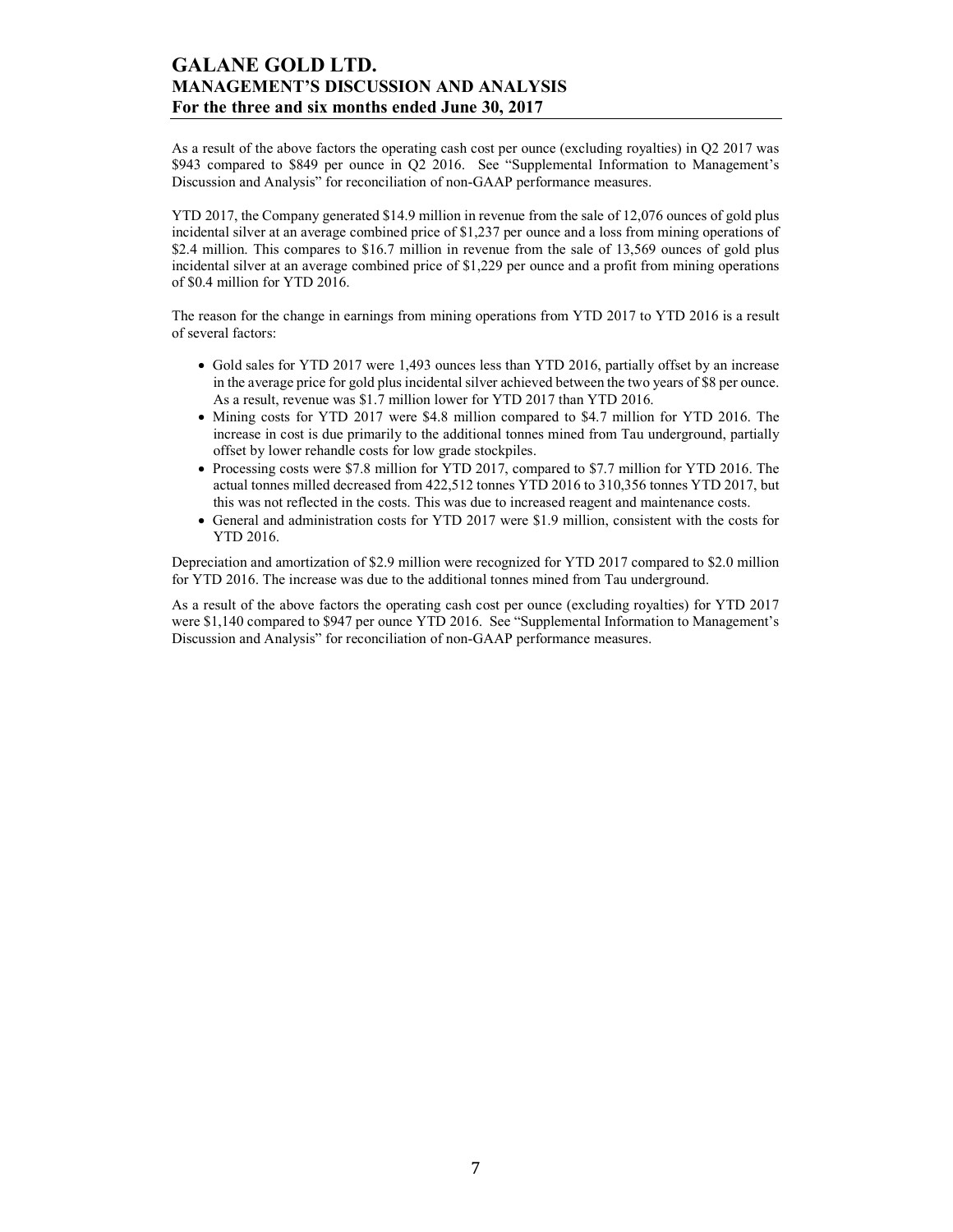As a result of the above factors the operating cash cost per ounce (excluding royalties) in Q2 2017 was $943 compared to $849 per ounce in Q2 2016. See "Supplemental Information to Management's Discussion and Analysis" for reconciliation of non-GAAP performance measures.

YTD 2017, the Company generated $14.9 million in revenue from the sale of 12,076 ounces of gold plus incidental silver at an average combined price of $1,237 per ounce and a loss from mining operations of $2.4 million. This compares to $16.7 million in revenue from the sale of 13,569 ounces of gold plus incidental silver at an average combined price of $1,229 per ounce and a profit from mining operations of $0.4 million for YTD 2016.

The reason for the change in earnings from mining operations from YTD 2017 to YTD 2016 is a result of several factors:

- Gold sales for YTD 2017 were 1,493 ounces less than YTD 2016, partially offset by an increase in the average price for gold plus incidental silver achieved between the two years of $8 per ounce. As a result, revenue was $1.7 million lower for YTD 2017 than YTD 2016.
- Mining costs for YTD 2017 were $4.8 million compared to $4.7 million for YTD 2016. The increase in cost is due primarily to the additional tonnes mined from Tau underground, partially offset by lower rehandle costs for low grade stockpiles.
- Processing costs were $7.8 million for YTD 2017, compared to $7.7 million for YTD 2016. The actual tonnes milled decreased from 422,512 tonnes YTD 2016 to 310,356 tonnes YTD 2017, but this was not reflected in the costs. This was due to increased reagent and maintenance costs.
- General and administration costs for YTD 2017 were $1.9 million, consistent with the costs for YTD 2016.

Depreciation and amortization of $2.9 million were recognized for YTD 2017 compared to $2.0 million for YTD 2016. The increase was due to the additional tonnes mined from Tau underground.

As a result of the above factors the operating cash cost per ounce (excluding royalties) for YTD 2017 were $1,140 compared to $947 per ounce YTD 2016. See "Supplemental Information to Management's Discussion and Analysis" for reconciliation of non-GAAP performance measures.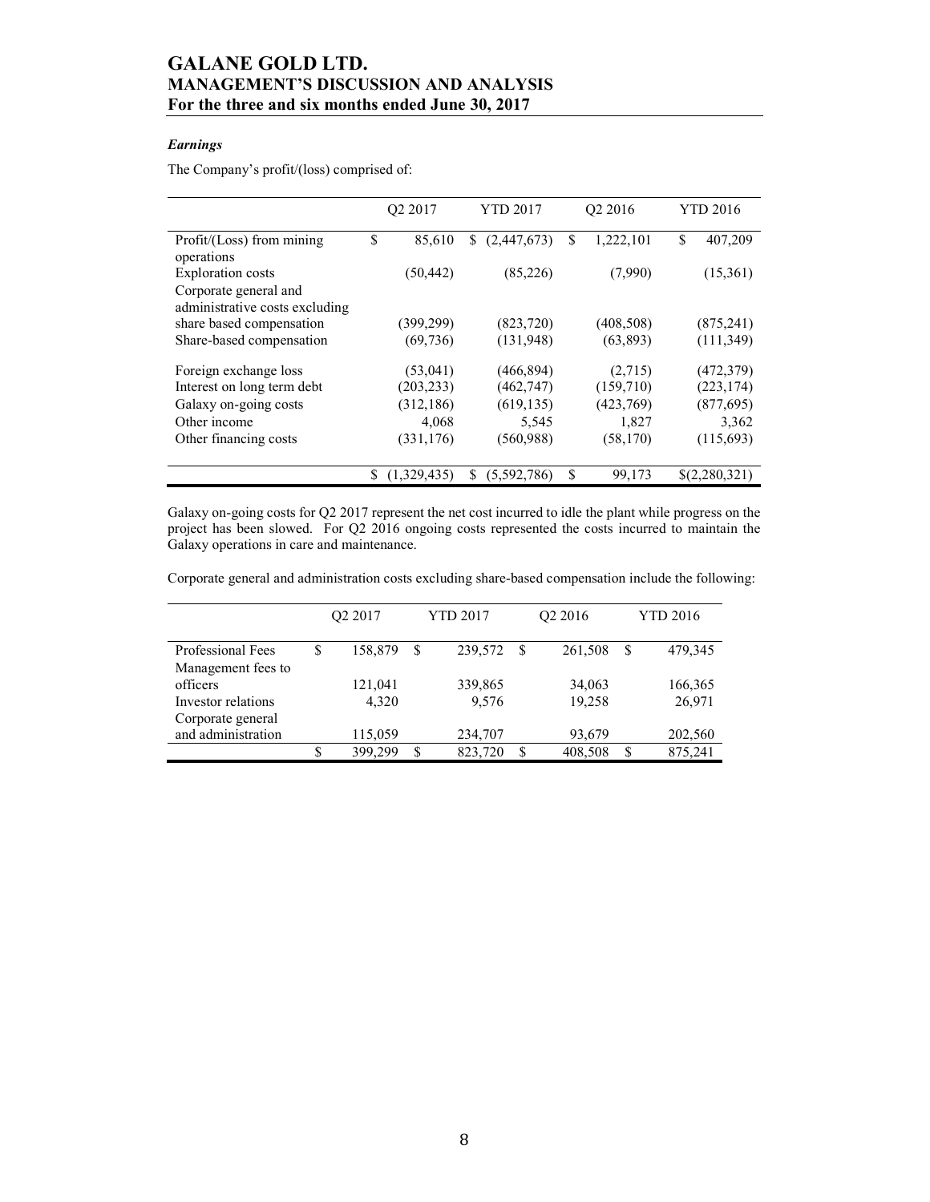### *Earnings*

The Company's profit/(loss) comprised of:

| | Q2 2017 | YTD 2017 | Q2 2016 | YTD 2016 |
|---|---|---|---|---|
| Profit/(Loss) from mining operations | $ 85,610 | $ (2,447,673) | $ 1,222,101 | $ 407,209 |
| Exploration costs | (50,442) | (85,226) | (7,990) | (15,361) |
| Corporate general and administrative costs excluding share based compensation | (399,299) | (823,720) | (408,508) | (875,241) |
| Share-based compensation | (69,736) | (131,948) | (63,893) | (111,349) |
| Foreign exchange loss | (53,041) | (466,894) | (2,715) | (472,379) |
| Interest on long term debt | (203,233) | (462,747) | (159,710) | (223,174) |
| Galaxy on-going costs | (312,186) | (619,135) | (423,769) | (877,695) |
| Other income | 4,068 | 5,545 | 1,827 | 3,362 |
| Other financing costs | (331,176) | (560,988) | (58,170) | (115,693) |
| | $ (1,329,435) | $ (5,592,786) | $ 99,173 | $(2,280,321) |

Galaxy on-going costs for Q2 2017 represent the net cost incurred to idle the plant while progress on the project has been slowed. For Q2 2016 ongoing costs represented the costs incurred to maintain the Galaxy operations in care and maintenance.

Corporate general and administration costs excluding share-based compensation include the following:

| | Q2 2017 | YTD 2017 | Q2 2016 | YTD 2016 |
|---|---|---|---|---|
| Professional Fees | $ 158,879 | $ 239,572 | $ 261,508 | $ 479,345 |
| Management fees to officers | 121,041 | 339,865 | 34,063 | 166,365 |
| Investor relations | 4,320 | 9,576 | 19,258 | 26,971 |
| Corporate general and administration | 115,059 | 234,707 | 93,679 | 202,560 |
| | $ 399,299 | $ 823,720 | $ 408,508 | $ 875,241 |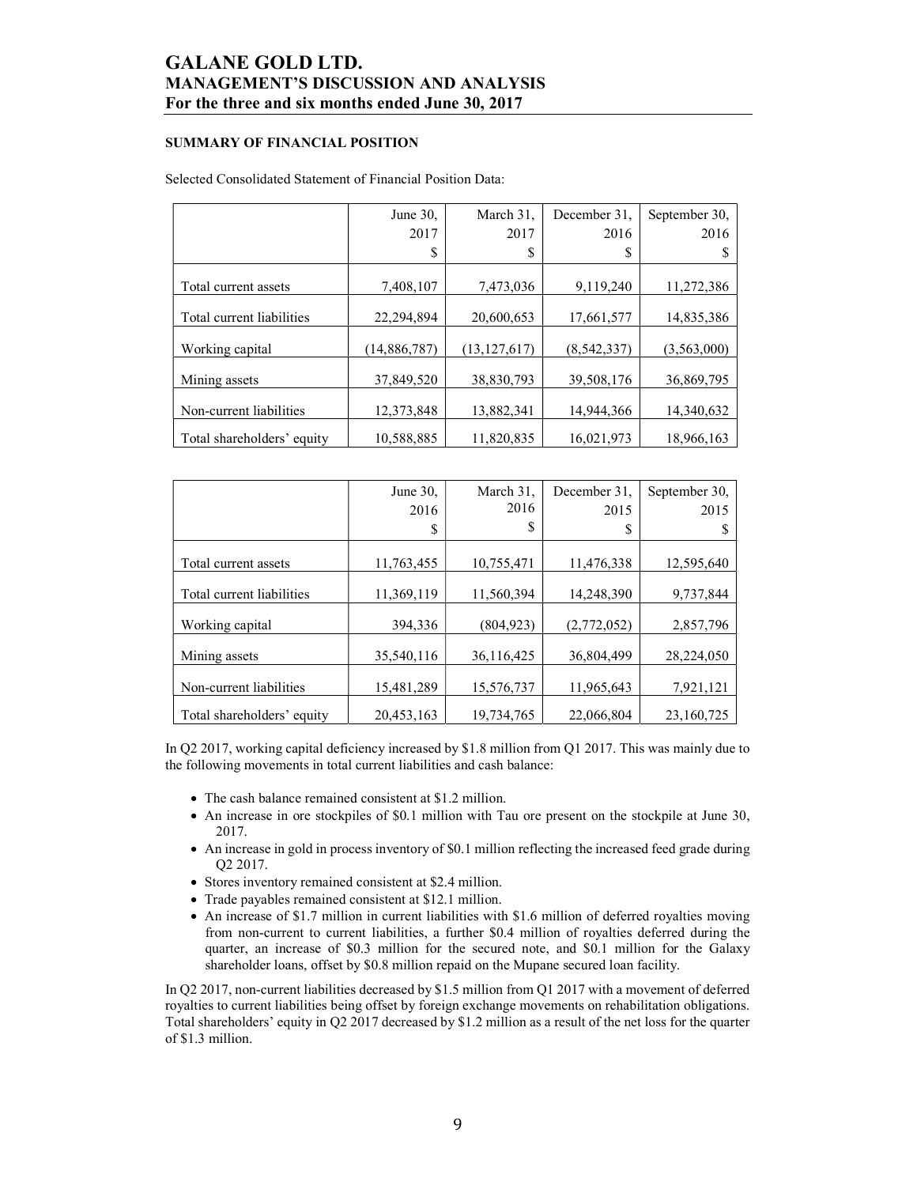### SUMMARY OF FINANCIAL POSITION

Selected Consolidated Statement of Financial Position Data:

| | June 30, 2017 $ | March 31, 2017 $ | December 31, 2016 $ | September 30, 2016 $ |
|---|---|---|---|---|
| Total current assets | 7,408,107 | 7,473,036 | 9,119,240 | 11,272,386 |
| Total current liabilities | 22,294,894 | 20,600,653 | 17,661,577 | 14,835,386 |
| Working capital | (14,886,787) | (13,127,617) | (8,542,337) | (3,563,000) |
| Mining assets | 37,849,520 | 38,830,793 | 39,508,176 | 36,869,795 |
| Non-current liabilities | 12,373,848 | 13,882,341 | 14,944,366 | 14,340,632 |
| Total shareholders' equity | 10,588,885 | 11,820,835 | 16,021,973 | 18,966,163 |

| | June 30, 2016 $ | March 31, 2016 $ | December 31, 2015 $ | September 30, 2015 $ |
|---|---|---|---|---|
| Total current assets | 11,763,455 | 10,755,471 | 11,476,338 | 12,595,640 |
| Total current liabilities | 11,369,119 | 11,560,394 | 14,248,390 | 9,737,844 |
| Working capital | 394,336 | (804,923) | (2,772,052) | 2,857,796 |
| Mining assets | 35,540,116 | 36,116,425 | 36,804,499 | 28,224,050 |
| Non-current liabilities | 15,481,289 | 15,576,737 | 11,965,643 | 7,921,121 |
| Total shareholders' equity | 20,453,163 | 19,734,765 | 22,066,804 | 23,160,725 |

In Q2 2017, working capital deficiency increased by $1.8 million from Q1 2017. This was mainly due to the following movements in total current liabilities and cash balance:

- The cash balance remained consistent at $1.2 million.
- An increase in ore stockpiles of $0.1 million with Tau ore present on the stockpile at June 30, 2017.
- An increase in gold in process inventory of $0.1 million reflecting the increased feed grade during Q2 2017.
- Stores inventory remained consistent at $2.4 million.
- Trade payables remained consistent at $12.1 million.
- An increase of $1.7 million in current liabilities with $1.6 million of deferred royalties moving from non-current to current liabilities, a further $0.4 million of royalties deferred during the quarter, an increase of $0.3 million for the secured note, and $0.1 million for the Galaxy shareholder loans, offset by $0.8 million repaid on the Mupane secured loan facility.

In Q2 2017, non-current liabilities decreased by $1.5 million from Q1 2017 with a movement of deferred royalties to current liabilities being offset by foreign exchange movements on rehabilitation obligations. Total shareholders' equity in Q2 2017 decreased by $1.2 million as a result of the net loss for the quarter of $1.3 million.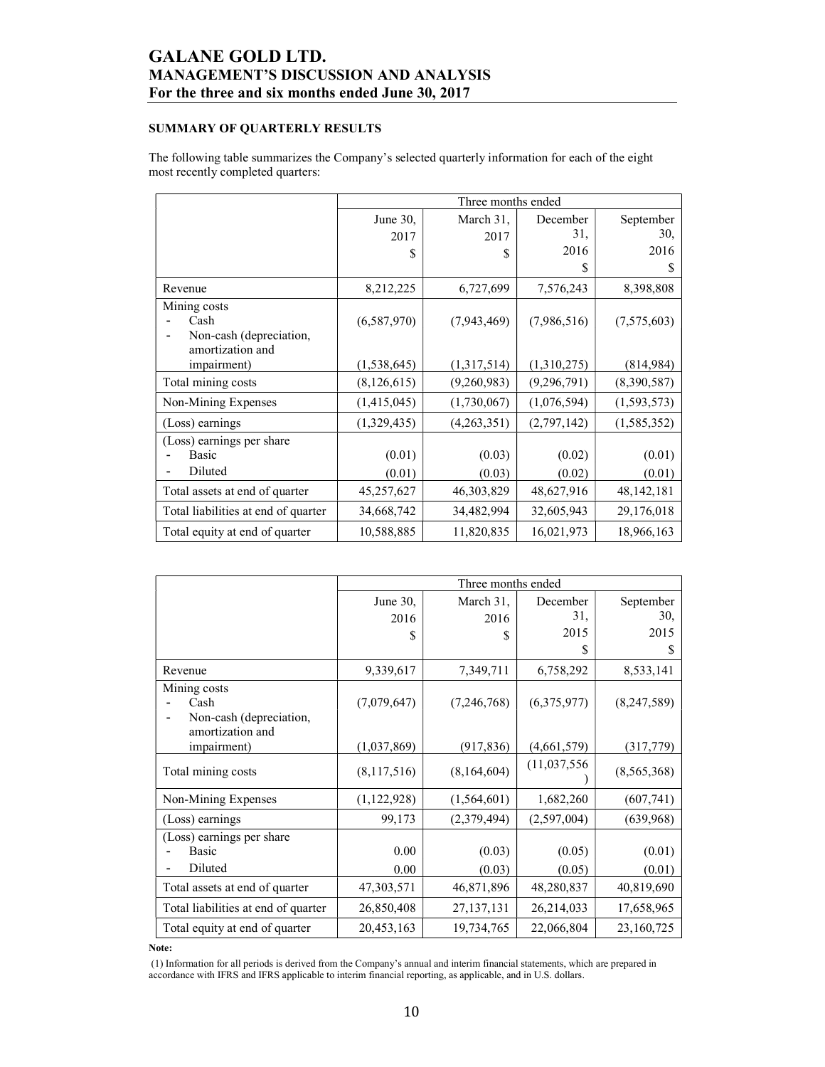## SUMMARY OF QUARTERLY RESULTS

The following table summarizes the Company's selected quarterly information for each of the eight most recently completed quarters:

| | Three months ended | | | |
|---|---|---|---|---|
| | June 30, 2017 $ | March 31, 2017 $ | December 31, 2016 $ | September 30, 2016 $ |
| Revenue | 8,212,225 | 6,727,699 | 7,576,243 | 8,398,808 |
| Mining costs<br>- Cash | (6,587,970) | (7,943,469) | (7,986,516) | (7,575,603) |
| - Non-cash (depreciation, amortization and impairment) | (1,538,645) | (1,317,514) | (1,310,275) | (814,984) |
| Total mining costs | (8,126,615) | (9,260,983) | (9,296,791) | (8,390,587) |
| Non-Mining Expenses | (1,415,045) | (1,730,067) | (1,076,594) | (1,593,573) |
| (Loss) earnings | (1,329,435) | (4,263,351) | (2,797,142) | (1,585,352) |
| (Loss) earnings per share<br>- Basic | (0.01) | (0.03) | (0.02) | (0.01) |
| - Diluted | (0.01) | (0.03) | (0.02) | (0.01) |
| Total assets at end of quarter | 45,257,627 | 46,303,829 | 48,627,916 | 48,142,181 |
| Total liabilities at end of quarter | 34,668,742 | 34,482,994 | 32,605,943 | 29,176,018 |
| Total equity at end of quarter | 10,588,885 | 11,820,835 | 16,021,973 | 18,966,163 |

| | Three months ended | | | |
|---|---|---|---|---|
| | June 30, 2016 $ | March 31, 2016 $ | December 31, 2015 $ | September 30, 2015 $ |
| Revenue | 9,339,617 | 7,349,711 | 6,758,292 | 8,533,141 |
| Mining costs<br>- Cash | (7,079,647) | (7,246,768) | (6,375,977) | (8,247,589) |
| - Non-cash (depreciation, amortization and impairment) | (1,037,869) | (917,836) | (4,661,579) | (317,779) |
| Total mining costs | (8,117,516) | (8,164,604) | (11,037,556) | (8,565,368) |
| Non-Mining Expenses | (1,122,928) | (1,564,601) | 1,682,260 | (607,741) |
| (Loss) earnings | 99,173 | (2,379,494) | (2,597,004) | (639,968) |
| (Loss) earnings per share<br>- Basic | 0.00 | (0.03) | (0.05) | (0.01) |
| - Diluted | 0.00 | (0.03) | (0.05) | (0.01) |
| Total assets at end of quarter | 47,303,571 | 46,871,896 | 48,280,837 | 40,819,690 |
| Total liabilities at end of quarter | 26,850,408 | 27,137,131 | 26,214,033 | 17,658,965 |
| Total equity at end of quarter | 20,453,163 | 19,734,765 | 22,066,804 | 23,160,725 |

**Note:**

(1) Information for all periods is derived from the Company's annual and interim financial statements, which are prepared in accordance with IFRS and IFRS applicable to interim financial reporting, as applicable, and in U.S. dollars.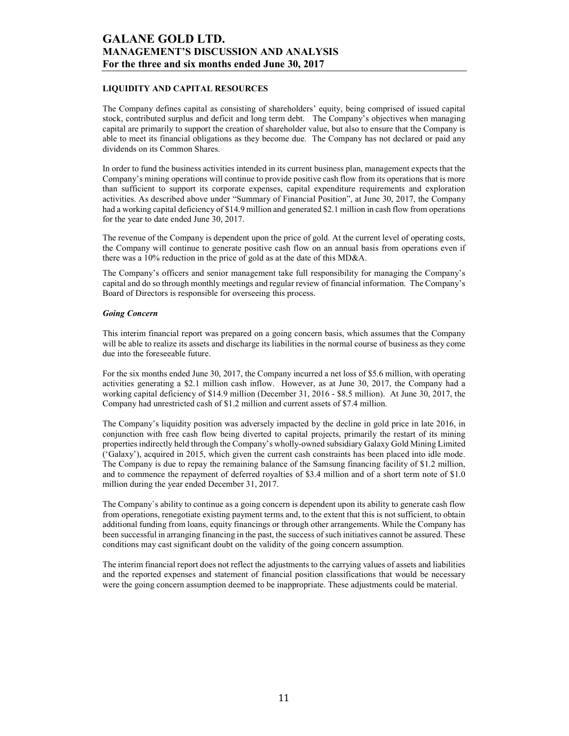## LIQUIDITY AND CAPITAL RESOURCES

The Company defines capital as consisting of shareholders' equity, being comprised of issued capital stock, contributed surplus and deficit and long term debt. The Company's objectives when managing capital are primarily to support the creation of shareholder value, but also to ensure that the Company is able to meet its financial obligations as they become due. The Company has not declared or paid any dividends on its Common Shares.

In order to fund the business activities intended in its current business plan, management expects that the Company's mining operations will continue to provide positive cash flow from its operations that is more than sufficient to support its corporate expenses, capital expenditure requirements and exploration activities. As described above under "Summary of Financial Position", at June 30, 2017, the Company had a working capital deficiency of $14.9 million and generated $2.1 million in cash flow from operations for the year to date ended June 30, 2017.

The revenue of the Company is dependent upon the price of gold. At the current level of operating costs, the Company will continue to generate positive cash flow on an annual basis from operations even if there was a 10% reduction in the price of gold as at the date of this MD&A.

The Company's officers and senior management take full responsibility for managing the Company's capital and do so through monthly meetings and regular review of financial information. The Company's Board of Directors is responsible for overseeing this process.

### *Going Concern*

This interim financial report was prepared on a going concern basis, which assumes that the Company will be able to realize its assets and discharge its liabilities in the normal course of business as they come due into the foreseeable future.

For the six months ended June 30, 2017, the Company incurred a net loss of $5.6 million, with operating activities generating a $2.1 million cash inflow. However, as at June 30, 2017, the Company had a working capital deficiency of $14.9 million (December 31, 2016 - $8.5 million). At June 30, 2017, the Company had unrestricted cash of $1.2 million and current assets of $7.4 million.

The Company's liquidity position was adversely impacted by the decline in gold price in late 2016, in conjunction with free cash flow being diverted to capital projects, primarily the restart of its mining properties indirectly held through the Company's wholly-owned subsidiary Galaxy Gold Mining Limited ('Galaxy'), acquired in 2015, which given the current cash constraints has been placed into idle mode. The Company is due to repay the remaining balance of the Samsung financing facility of $1.2 million, and to commence the repayment of deferred royalties of $3.4 million and of a short term note of $1.0 million during the year ended December 31, 2017.

The Company`s ability to continue as a going concern is dependent upon its ability to generate cash flow from operations, renegotiate existing payment terms and, to the extent that this is not sufficient, to obtain additional funding from loans, equity financings or through other arrangements. While the Company has been successful in arranging financing in the past, the success of such initiatives cannot be assured. These conditions may cast significant doubt on the validity of the going concern assumption.

The interim financial report does not reflect the adjustments to the carrying values of assets and liabilities and the reported expenses and statement of financial position classifications that would be necessary were the going concern assumption deemed to be inappropriate. These adjustments could be material.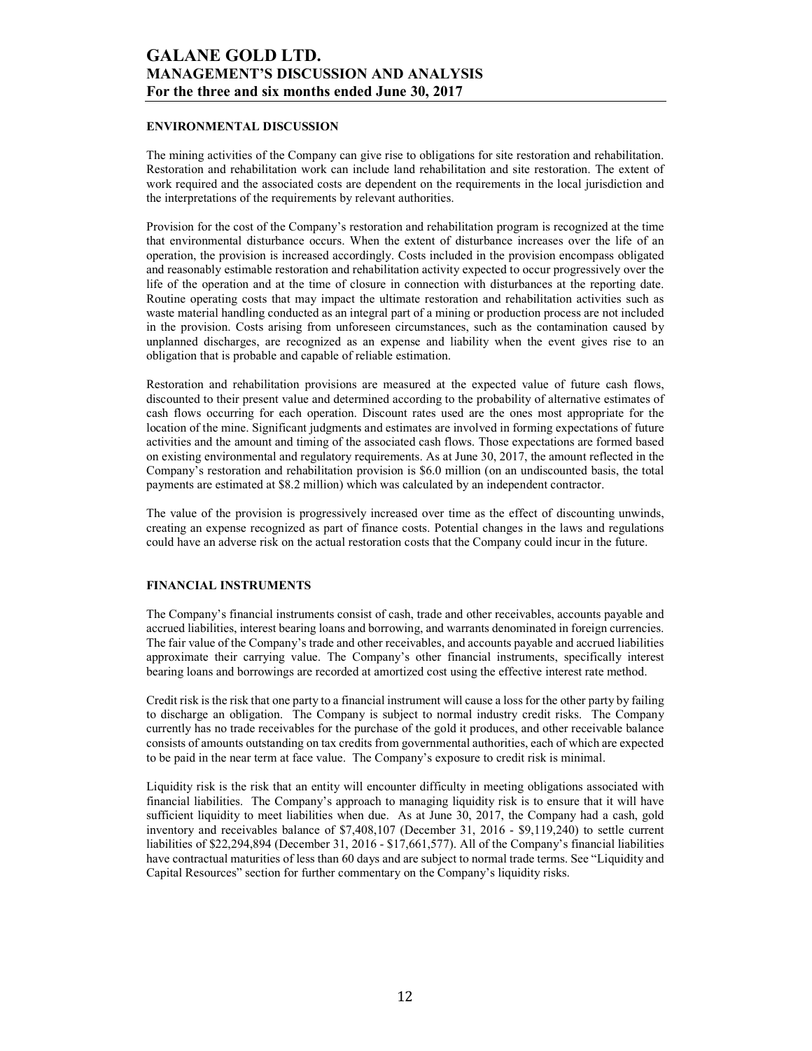## ENVIRONMENTAL DISCUSSION

The mining activities of the Company can give rise to obligations for site restoration and rehabilitation. Restoration and rehabilitation work can include land rehabilitation and site restoration. The extent of work required and the associated costs are dependent on the requirements in the local jurisdiction and the interpretations of the requirements by relevant authorities.

Provision for the cost of the Company's restoration and rehabilitation program is recognized at the time that environmental disturbance occurs. When the extent of disturbance increases over the life of an operation, the provision is increased accordingly. Costs included in the provision encompass obligated and reasonably estimable restoration and rehabilitation activity expected to occur progressively over the life of the operation and at the time of closure in connection with disturbances at the reporting date. Routine operating costs that may impact the ultimate restoration and rehabilitation activities such as waste material handling conducted as an integral part of a mining or production process are not included in the provision. Costs arising from unforeseen circumstances, such as the contamination caused by unplanned discharges, are recognized as an expense and liability when the event gives rise to an obligation that is probable and capable of reliable estimation.

Restoration and rehabilitation provisions are measured at the expected value of future cash flows, discounted to their present value and determined according to the probability of alternative estimates of cash flows occurring for each operation. Discount rates used are the ones most appropriate for the location of the mine. Significant judgments and estimates are involved in forming expectations of future activities and the amount and timing of the associated cash flows. Those expectations are formed based on existing environmental and regulatory requirements. As at June 30, 2017, the amount reflected in the Company's restoration and rehabilitation provision is $6.0 million (on an undiscounted basis, the total payments are estimated at $8.2 million) which was calculated by an independent contractor.

The value of the provision is progressively increased over time as the effect of discounting unwinds, creating an expense recognized as part of finance costs. Potential changes in the laws and regulations could have an adverse risk on the actual restoration costs that the Company could incur in the future.

## FINANCIAL INSTRUMENTS

The Company's financial instruments consist of cash, trade and other receivables, accounts payable and accrued liabilities, interest bearing loans and borrowing, and warrants denominated in foreign currencies. The fair value of the Company's trade and other receivables, and accounts payable and accrued liabilities approximate their carrying value. The Company's other financial instruments, specifically interest bearing loans and borrowings are recorded at amortized cost using the effective interest rate method.

Credit risk is the risk that one party to a financial instrument will cause a loss for the other party by failing to discharge an obligation. The Company is subject to normal industry credit risks. The Company currently has no trade receivables for the purchase of the gold it produces, and other receivable balance consists of amounts outstanding on tax credits from governmental authorities, each of which are expected to be paid in the near term at face value. The Company's exposure to credit risk is minimal.

Liquidity risk is the risk that an entity will encounter difficulty in meeting obligations associated with financial liabilities. The Company's approach to managing liquidity risk is to ensure that it will have sufficient liquidity to meet liabilities when due. As at June 30, 2017, the Company had a cash, gold inventory and receivables balance of $7,408,107 (December 31, 2016 - $9,119,240) to settle current liabilities of $22,294,894 (December 31, 2016 - $17,661,577). All of the Company's financial liabilities have contractual maturities of less than 60 days and are subject to normal trade terms. See "Liquidity and Capital Resources" section for further commentary on the Company's liquidity risks.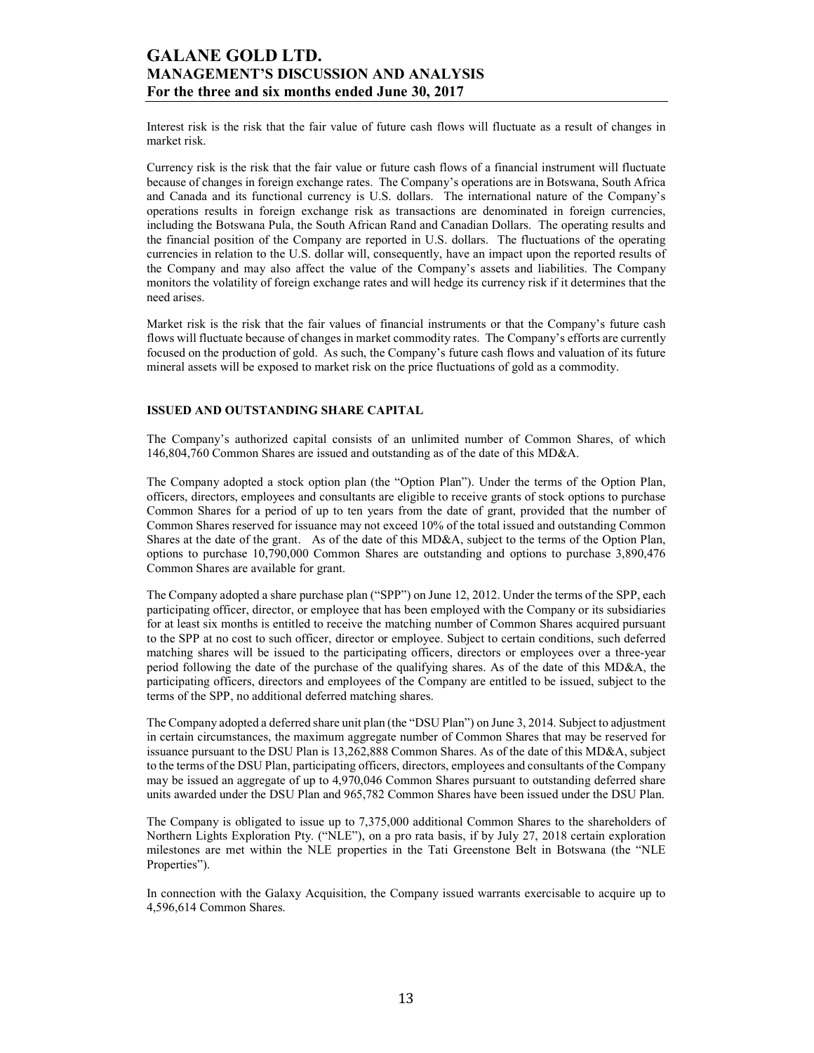Interest risk is the risk that the fair value of future cash flows will fluctuate as a result of changes in market risk.

Currency risk is the risk that the fair value or future cash flows of a financial instrument will fluctuate because of changes in foreign exchange rates. The Company's operations are in Botswana, South Africa and Canada and its functional currency is U.S. dollars. The international nature of the Company's operations results in foreign exchange risk as transactions are denominated in foreign currencies, including the Botswana Pula, the South African Rand and Canadian Dollars. The operating results and the financial position of the Company are reported in U.S. dollars. The fluctuations of the operating currencies in relation to the U.S. dollar will, consequently, have an impact upon the reported results of the Company and may also affect the value of the Company's assets and liabilities. The Company monitors the volatility of foreign exchange rates and will hedge its currency risk if it determines that the need arises.

Market risk is the risk that the fair values of financial instruments or that the Company's future cash flows will fluctuate because of changes in market commodity rates. The Company's efforts are currently focused on the production of gold. As such, the Company's future cash flows and valuation of its future mineral assets will be exposed to market risk on the price fluctuations of gold as a commodity.

**ISSUED AND OUTSTANDING SHARE CAPITAL**

The Company's authorized capital consists of an unlimited number of Common Shares, of which 146,804,760 Common Shares are issued and outstanding as of the date of this MD&A.

The Company adopted a stock option plan (the "Option Plan"). Under the terms of the Option Plan, officers, directors, employees and consultants are eligible to receive grants of stock options to purchase Common Shares for a period of up to ten years from the date of grant, provided that the number of Common Shares reserved for issuance may not exceed 10% of the total issued and outstanding Common Shares at the date of the grant. As of the date of this MD&A, subject to the terms of the Option Plan, options to purchase 10,790,000 Common Shares are outstanding and options to purchase 3,890,476 Common Shares are available for grant.

The Company adopted a share purchase plan ("SPP") on June 12, 2012. Under the terms of the SPP, each participating officer, director, or employee that has been employed with the Company or its subsidiaries for at least six months is entitled to receive the matching number of Common Shares acquired pursuant to the SPP at no cost to such officer, director or employee. Subject to certain conditions, such deferred matching shares will be issued to the participating officers, directors or employees over a three-year period following the date of the purchase of the qualifying shares. As of the date of this MD&A, the participating officers, directors and employees of the Company are entitled to be issued, subject to the terms of the SPP, no additional deferred matching shares.

The Company adopted a deferred share unit plan (the "DSU Plan") on June 3, 2014. Subject to adjustment in certain circumstances, the maximum aggregate number of Common Shares that may be reserved for issuance pursuant to the DSU Plan is 13,262,888 Common Shares. As of the date of this MD&A, subject to the terms of the DSU Plan, participating officers, directors, employees and consultants of the Company may be issued an aggregate of up to 4,970,046 Common Shares pursuant to outstanding deferred share units awarded under the DSU Plan and 965,782 Common Shares have been issued under the DSU Plan.

The Company is obligated to issue up to 7,375,000 additional Common Shares to the shareholders of Northern Lights Exploration Pty. ("NLE"), on a pro rata basis, if by July 27, 2018 certain exploration milestones are met within the NLE properties in the Tati Greenstone Belt in Botswana (the "NLE Properties").

In connection with the Galaxy Acquisition, the Company issued warrants exercisable to acquire up to 4,596,614 Common Shares.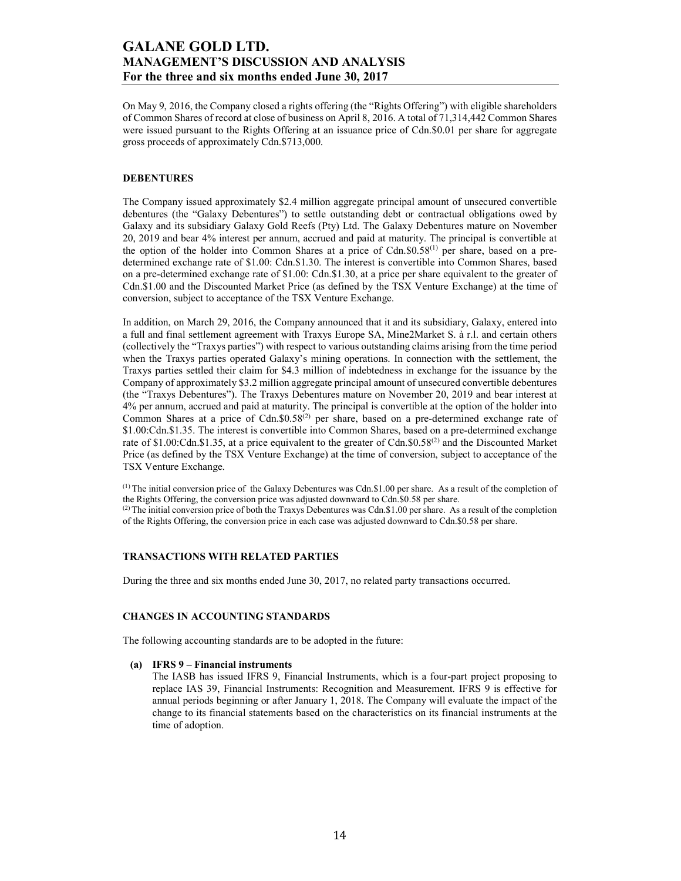On May 9, 2016, the Company closed a rights offering (the "Rights Offering") with eligible shareholders of Common Shares of record at close of business on April 8, 2016. A total of 71,314,442 Common Shares were issued pursuant to the Rights Offering at an issuance price of Cdn.$0.01 per share for aggregate gross proceeds of approximately Cdn.$713,000.

## DEBENTURES

The Company issued approximately $2.4 million aggregate principal amount of unsecured convertible debentures (the "Galaxy Debentures") to settle outstanding debt or contractual obligations owed by Galaxy and its subsidiary Galaxy Gold Reefs (Pty) Ltd. The Galaxy Debentures mature on November 20, 2019 and bear 4% interest per annum, accrued and paid at maturity. The principal is convertible at the option of the holder into Common Shares at a price of Cdn.$0.58[(1)] per share, based on a pre-determined exchange rate of $1.00: Cdn.$1.30. The interest is convertible into Common Shares, based on a pre-determined exchange rate of $1.00: Cdn.$1.30, at a price per share equivalent to the greater of Cdn.$1.00 and the Discounted Market Price (as defined by the TSX Venture Exchange) at the time of conversion, subject to acceptance of the TSX Venture Exchange.

In addition, on March 29, 2016, the Company announced that it and its subsidiary, Galaxy, entered into a full and final settlement agreement with Traxys Europe SA, Mine2Market S. à r.l. and certain others (collectively the "Traxys parties") with respect to various outstanding claims arising from the time period when the Traxys parties operated Galaxy's mining operations. In connection with the settlement, the Traxys parties settled their claim for $4.3 million of indebtedness in exchange for the issuance by the Company of approximately $3.2 million aggregate principal amount of unsecured convertible debentures (the "Traxys Debentures"). The Traxys Debentures mature on November 20, 2019 and bear interest at 4% per annum, accrued and paid at maturity. The principal is convertible at the option of the holder into Common Shares at a price of Cdn.$0.58[(2)] per share, based on a pre-determined exchange rate of $1.00:Cdn.$1.35. The interest is convertible into Common Shares, based on a pre-determined exchange rate of $1.00:Cdn.$1.35, at a price equivalent to the greater of Cdn.$0.58[(2)] and the Discounted Market Price (as defined by the TSX Venture Exchange) at the time of conversion, subject to acceptance of the TSX Venture Exchange.

[(1)] The initial conversion price of the Galaxy Debentures was Cdn.$1.00 per share. As a result of the completion of the Rights Offering, the conversion price was adjusted downward to Cdn.$0.58 per share.
[(2)] The initial conversion price of both the Traxys Debentures was Cdn.$1.00 per share. As a result of the completion of the Rights Offering, the conversion price in each case was adjusted downward to Cdn.$0.58 per share.

## TRANSACTIONS WITH RELATED PARTIES

During the three and six months ended June 30, 2017, no related party transactions occurred.

## CHANGES IN ACCOUNTING STANDARDS

The following accounting standards are to be adopted in the future:

**(a) IFRS 9 – Financial instruments**

The IASB has issued IFRS 9, Financial Instruments, which is a four-part project proposing to replace IAS 39, Financial Instruments: Recognition and Measurement. IFRS 9 is effective for annual periods beginning or after January 1, 2018. The Company will evaluate the impact of the change to its financial statements based on the characteristics on its financial instruments at the time of adoption.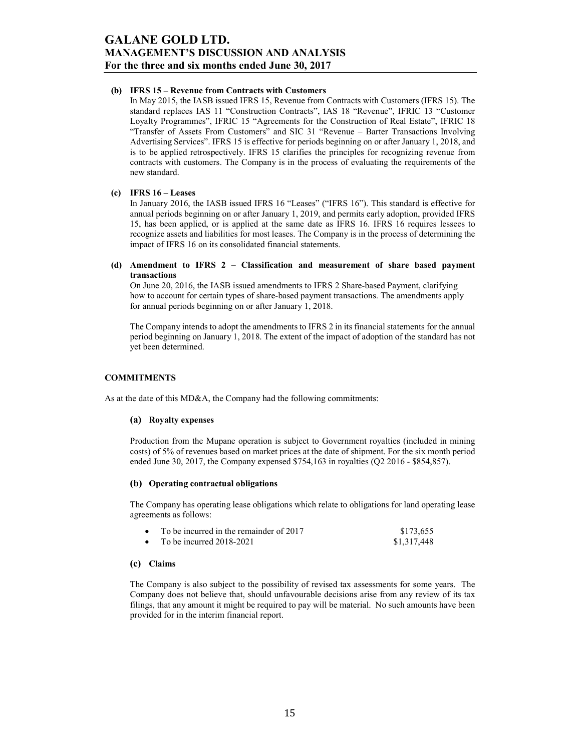**(b) IFRS 15 – Revenue from Contracts with Customers**

In May 2015, the IASB issued IFRS 15, Revenue from Contracts with Customers (IFRS 15). The standard replaces IAS 11 "Construction Contracts", IAS 18 "Revenue", IFRIC 13 "Customer Loyalty Programmes", IFRIC 15 "Agreements for the Construction of Real Estate", IFRIC 18 "Transfer of Assets From Customers" and SIC 31 "Revenue – Barter Transactions Involving Advertising Services". IFRS 15 is effective for periods beginning on or after January 1, 2018, and is to be applied retrospectively. IFRS 15 clarifies the principles for recognizing revenue from contracts with customers. The Company is in the process of evaluating the requirements of the new standard.

**(c) IFRS 16 – Leases**

In January 2016, the IASB issued IFRS 16 "Leases" ("IFRS 16"). This standard is effective for annual periods beginning on or after January 1, 2019, and permits early adoption, provided IFRS 15, has been applied, or is applied at the same date as IFRS 16. IFRS 16 requires lessees to recognize assets and liabilities for most leases. The Company is in the process of determining the impact of IFRS 16 on its consolidated financial statements.

**(d) Amendment to IFRS 2 – Classification and measurement of share based payment transactions**

On June 20, 2016, the IASB issued amendments to IFRS 2 Share-based Payment, clarifying how to account for certain types of share-based payment transactions. The amendments apply for annual periods beginning on or after January 1, 2018.

The Company intends to adopt the amendments to IFRS 2 in its financial statements for the annual period beginning on January 1, 2018. The extent of the impact of adoption of the standard has not yet been determined.

## COMMITMENTS

As at the date of this MD&A, the Company had the following commitments:

### (a) Royalty expenses

Production from the Mupane operation is subject to Government royalties (included in mining costs) of 5% of revenues based on market prices at the date of shipment. For the six month period ended June 30, 2017, the Company expensed $754,163 in royalties (Q2 2016 - $854,857).

### (b) Operating contractual obligations

The Company has operating lease obligations which relate to obligations for land operating lease agreements as follows:

- To be incurred in the remainder of 2017 — $173,655
- To be incurred 2018-2021 — $1,317,448

### (c) Claims

The Company is also subject to the possibility of revised tax assessments for some years. The Company does not believe that, should unfavourable decisions arise from any review of its tax filings, that any amount it might be required to pay will be material. No such amounts have been provided for in the interim financial report.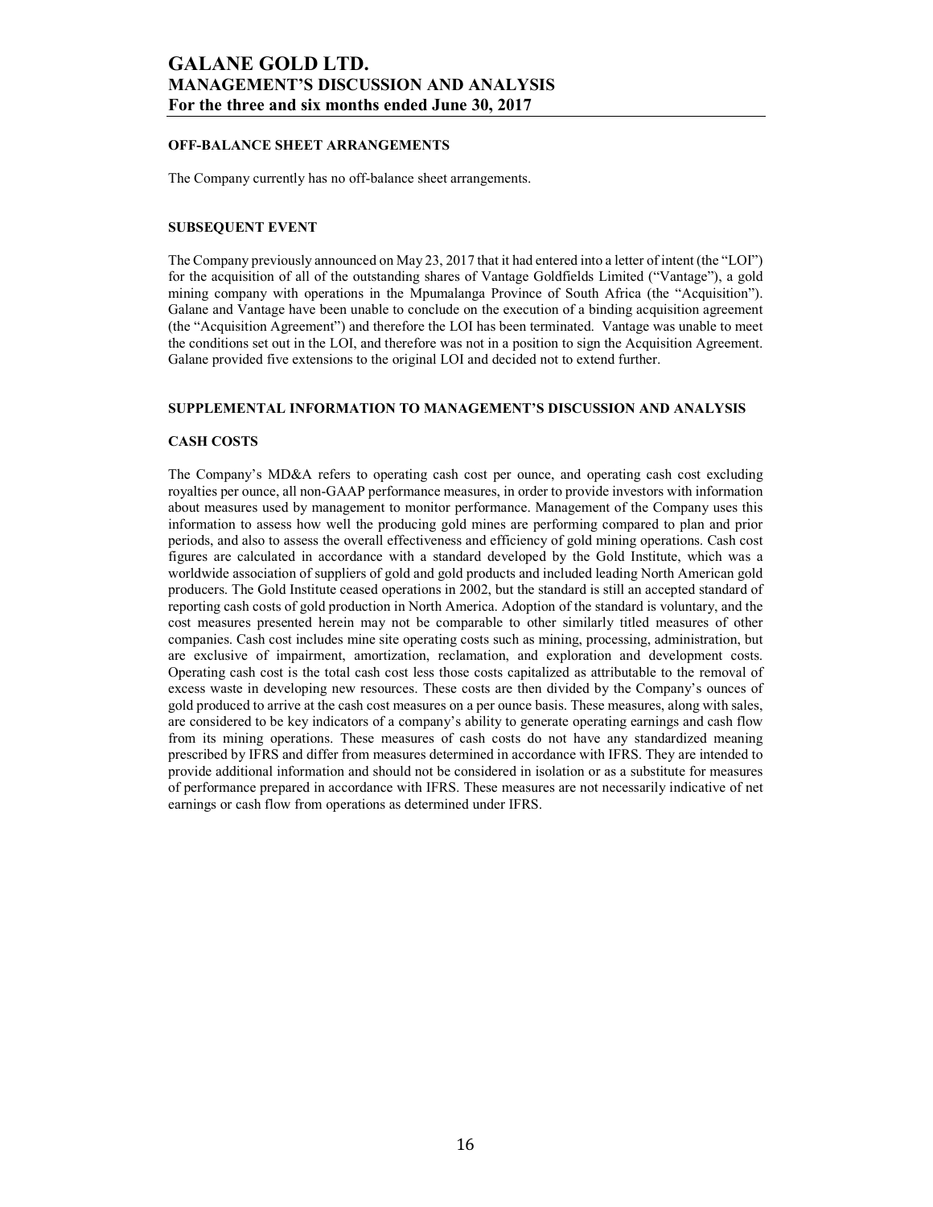## OFF-BALANCE SHEET ARRANGEMENTS

The Company currently has no off-balance sheet arrangements.

## SUBSEQUENT EVENT

The Company previously announced on May 23, 2017 that it had entered into a letter of intent (the "LOI") for the acquisition of all of the outstanding shares of Vantage Goldfields Limited ("Vantage"), a gold mining company with operations in the Mpumalanga Province of South Africa (the "Acquisition"). Galane and Vantage have been unable to conclude on the execution of a binding acquisition agreement (the "Acquisition Agreement") and therefore the LOI has been terminated. Vantage was unable to meet the conditions set out in the LOI, and therefore was not in a position to sign the Acquisition Agreement. Galane provided five extensions to the original LOI and decided not to extend further.

## SUPPLEMENTAL INFORMATION TO MANAGEMENT'S DISCUSSION AND ANALYSIS

## CASH COSTS

The Company's MD&A refers to operating cash cost per ounce, and operating cash cost excluding royalties per ounce, all non-GAAP performance measures, in order to provide investors with information about measures used by management to monitor performance. Management of the Company uses this information to assess how well the producing gold mines are performing compared to plan and prior periods, and also to assess the overall effectiveness and efficiency of gold mining operations. Cash cost figures are calculated in accordance with a standard developed by the Gold Institute, which was a worldwide association of suppliers of gold and gold products and included leading North American gold producers. The Gold Institute ceased operations in 2002, but the standard is still an accepted standard of reporting cash costs of gold production in North America. Adoption of the standard is voluntary, and the cost measures presented herein may not be comparable to other similarly titled measures of other companies. Cash cost includes mine site operating costs such as mining, processing, administration, but are exclusive of impairment, amortization, reclamation, and exploration and development costs. Operating cash cost is the total cash cost less those costs capitalized as attributable to the removal of excess waste in developing new resources. These costs are then divided by the Company's ounces of gold produced to arrive at the cash cost measures on a per ounce basis. These measures, along with sales, are considered to be key indicators of a company's ability to generate operating earnings and cash flow from its mining operations. These measures of cash costs do not have any standardized meaning prescribed by IFRS and differ from measures determined in accordance with IFRS. They are intended to provide additional information and should not be considered in isolation or as a substitute for measures of performance prepared in accordance with IFRS. These measures are not necessarily indicative of net earnings or cash flow from operations as determined under IFRS.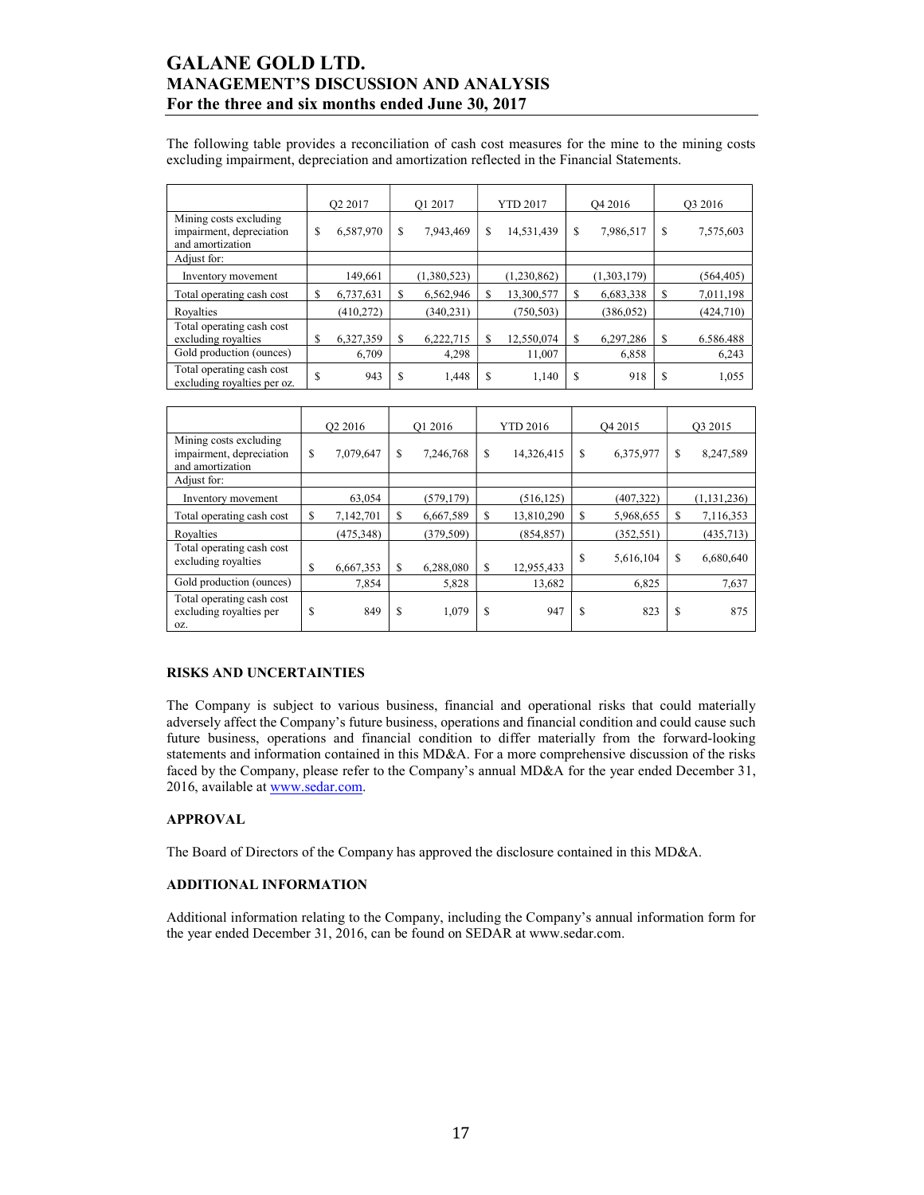# GALANE GOLD LTD.
## MANAGEMENT'S DISCUSSION AND ANALYSIS
### For the three and six months ended June 30, 2017

The following table provides a reconciliation of cash cost measures for the mine to the mining costs excluding impairment, depreciation and amortization reflected in the Financial Statements.

| | Q2 2017 | Q1 2017 | YTD 2017 | Q4 2016 | Q3 2016 |
|---|---|---|---|---|---|
| Mining costs excluding impairment, depreciation and amortization | $ 6,587,970 | $ 7,943,469 | $ 14,531,439 | $ 7,986,517 | $ 7,575,603 |
| Adjust for: | | | | | |
| Inventory movement | 149,661 | (1,380,523) | (1,230,862) | (1,303,179) | (564,405) |
| Total operating cash cost | $ 6,737,631 | $ 6,562,946 | $ 13,300,577 | $ 6,683,338 | $ 7,011,198 |
| Royalties | (410,272) | (340,231) | (750,503) | (386,052) | (424,710) |
| Total operating cash cost excluding royalties | $ 6,327,359 | $ 6,222,715 | $ 12,550,074 | $ 6,297,286 | $ 6.586.488 |
| Gold production (ounces) | 6,709 | 4,298 | 11,007 | 6,858 | 6,243 |
| Total operating cash cost excluding royalties per oz. | $ 943 | $ 1,448 | $ 1,140 | $ 918 | $ 1,055 |

| | Q2 2016 | Q1 2016 | YTD 2016 | Q4 2015 | Q3 2015 |
|---|---|---|---|---|---|
| Mining costs excluding impairment, depreciation and amortization | $ 7,079,647 | $ 7,246,768 | $ 14,326,415 | $ 6,375,977 | $ 8,247,589 |
| Adjust for: | | | | | |
| Inventory movement | 63,054 | (579,179) | (516,125) | (407,322) | (1,131,236) |
| Total operating cash cost | $ 7,142,701 | $ 6,667,589 | $ 13,810,290 | $ 5,968,655 | $ 7,116,353 |
| Royalties | (475,348) | (379,509) | (854,857) | (352,551) | (435,713) |
| Total operating cash cost excluding royalties | $ 6,667,353 | $ 6,288,080 | $ 12,955,433 | $ 5,616,104 | $ 6,680,640 |
| Gold production (ounces) | 7,854 | 5,828 | 13,682 | 6,825 | 7,637 |
| Total operating cash cost excluding royalties per oz. | $ 849 | $ 1,079 | $ 947 | $ 823 | $ 875 |

## RISKS AND UNCERTAINTIES

The Company is subject to various business, financial and operational risks that could materially adversely affect the Company's future business, operations and financial condition and could cause such future business, operations and financial condition to differ materially from the forward-looking statements and information contained in this MD&A. For a more comprehensive discussion of the risks faced by the Company, please refer to the Company's annual MD&A for the year ended December 31, 2016, available at www.sedar.com.

## APPROVAL

The Board of Directors of the Company has approved the disclosure contained in this MD&A.

## ADDITIONAL INFORMATION

Additional information relating to the Company, including the Company's annual information form for the year ended December 31, 2016, can be found on SEDAR at www.sedar.com.